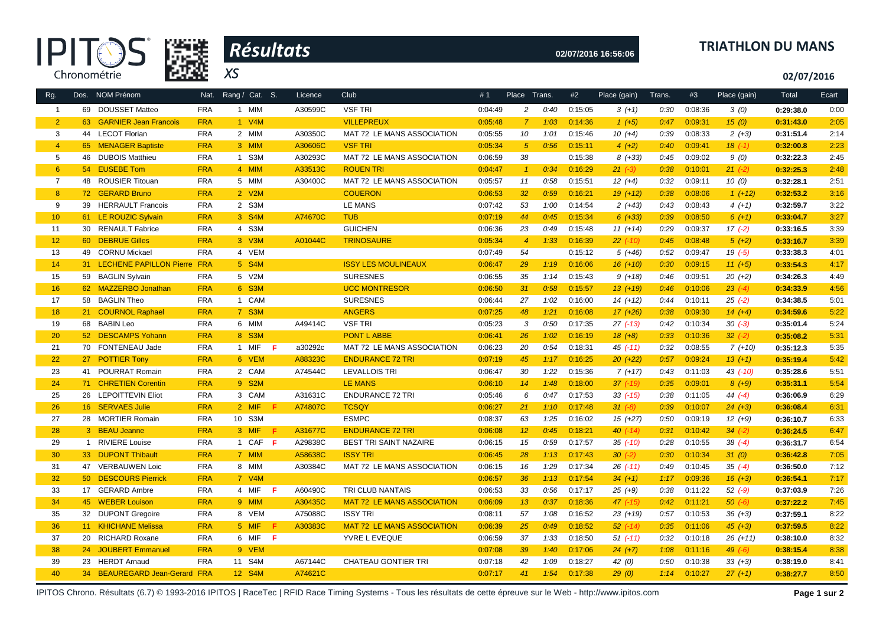# Résultats

**TRIATHLON DU MANS**

02/07/2016 16:56:06

XS

02/07/2016

| Rg. | Dos. | NOM Prénom | Nat. | Rang / Cat. | S. | Licence | Club | #1 | Place | Trans. | #2 | Place (gain) | Trans. | #3 | Place (gain) | Total | Ecart |
|---|---|---|---|---|---|---|---|---|---|---|---|---|---|---|---|---|---|
| 1 | 69 | DOUSSET Matteo | FRA | 1 MIM | | A30599C | VSF TRI | 0:04:49 | 2 | 0:40 | 0:15:05 | 3 (+1) | 0:30 | 0:08:36 | 3 (0) | 0:29:38.0 | 0:00 |
| 2 | 63 | GARNIER Jean Francois | FRA | 1 V4M | | | VILLEPREUX | 0:05:48 | 7 | 1:03 | 0:14:36 | 1 (+5) | 0:47 | 0:09:31 | 15 (0) | 0:31:43.0 | 2:05 |
| 3 | 44 | LECOT Florian | FRA | 2 MIM | | A30350C | MAT 72 LE MANS ASSOCIATION | 0:05:55 | 10 | 1:01 | 0:15:46 | 10 (+4) | 0:39 | 0:08:33 | 2 (+3) | 0:31:51.4 | 2:14 |
| 4 | 65 | MENAGER Baptiste | FRA | 3 MIM | | A30606C | VSF TRI | 0:05:34 | 5 | 0:56 | 0:15:11 | 4 (+2) | 0:40 | 0:09:41 | 18 (-1) | 0:32:00.8 | 2:23 |
| 5 | 46 | DUBOIS Matthieu | FRA | 1 S3M | | A30293C | MAT 72 LE MANS ASSOCIATION | 0:06:59 | 38 | | 0:15:38 | 8 (+33) | 0:45 | 0:09:02 | 9 (0) | 0:32:22.3 | 2:45 |
| 6 | 54 | EUSEBE Tom | FRA | 4 MIM | | A33513C | ROUEN TRI | 0:04:47 | 1 | 0:34 | 0:16:29 | 21 (-3) | 0:38 | 0:10:01 | 21 (-2) | 0:32:25.3 | 2:48 |
| 7 | 48 | ROUSIER Titouan | FRA | 5 MIM | | A30400C | MAT 72 LE MANS ASSOCIATION | 0:05:57 | 11 | 0:58 | 0:15:51 | 12 (+4) | 0:32 | 0:09:11 | 10 (0) | 0:32:28.1 | 2:51 |
| 8 | 72 | GERARD Bruno | FRA | 2 V2M | | | COUERON | 0:06:53 | 32 | 0:59 | 0:16:21 | 19 (+12) | 0:38 | 0:08:06 | 1 (+12) | 0:32:53.2 | 3:16 |
| 9 | 39 | HERRAULT Francois | FRA | 2 S3M | | | LE MANS | 0:07:42 | 53 | 1:00 | 0:14:54 | 2 (+43) | 0:43 | 0:08:43 | 4 (+1) | 0:32:59.7 | 3:22 |
| 10 | 61 | LE ROUZIC Sylvain | FRA | 3 S4M | | A74670C | TUB | 0:07:19 | 44 | 0:45 | 0:15:34 | 6 (+33) | 0:39 | 0:08:50 | 6 (+1) | 0:33:04.7 | 3:27 |
| 11 | 30 | RENAULT Fabrice | FRA | 4 S3M | | | GUICHEN | 0:06:36 | 23 | 0:49 | 0:15:48 | 11 (+14) | 0:29 | 0:09:37 | 17 (-2) | 0:33:16.5 | 3:39 |
| 12 | 60 | DEBRUE Gilles | FRA | 3 V3M | | A01044C | TRINOSAURE | 0:05:34 | 4 | 1:33 | 0:16:39 | 22 (-10) | 0:45 | 0:08:48 | 5 (+2) | 0:33:16.7 | 3:39 |
| 13 | 49 | CORNU Mickael | FRA | 4 VEM | | | | 0:07:49 | 54 | | 0:15:12 | 5 (+46) | 0:52 | 0:09:47 | 19 (-5) | 0:33:38.3 | 4:01 |
| 14 | 31 | LECHENE PAPILLON Pierre | FRA | 5 S4M | | | ISSY LES MOULINEAUX | 0:06:47 | 29 | 1:19 | 0:16:06 | 16 (+10) | 0:30 | 0:09:15 | 11 (+5) | 0:33:54.3 | 4:17 |
| 15 | 59 | BAGLIN Sylvain | FRA | 5 V2M | | | SURESNES | 0:06:55 | 35 | 1:14 | 0:15:43 | 9 (+18) | 0:46 | 0:09:51 | 20 (+2) | 0:34:26.3 | 4:49 |
| 16 | 62 | MAZZERBO Jonathan | FRA | 6 S3M | | | UCC MONTRESOR | 0:06:50 | 31 | 0:58 | 0:15:57 | 13 (+19) | 0:46 | 0:10:06 | 23 (-4) | 0:34:33.9 | 4:56 |
| 17 | 58 | BAGLIN Theo | FRA | 1 CAM | | | SURESNES | 0:06:44 | 27 | 1:02 | 0:16:00 | 14 (+12) | 0:44 | 0:10:11 | 25 (-2) | 0:34:38.5 | 5:01 |
| 18 | 21 | COURNOL Raphael | FRA | 7 S3M | | | ANGERS | 0:07:25 | 48 | 1:21 | 0:16:08 | 17 (+26) | 0:38 | 0:09:30 | 14 (+4) | 0:34:59.6 | 5:22 |
| 19 | 68 | BABIN Leo | FRA | 6 MIM | | A49414C | VSF TRI | 0:05:23 | 3 | 0:50 | 0:17:35 | 27 (-13) | 0:42 | 0:10:34 | 30 (-3) | 0:35:01.4 | 5:24 |
| 20 | 52 | DESCAMPS Yohann | FRA | 8 S3M | | | PONT L ABBE | 0:06:41 | 26 | 1:02 | 0:16:19 | 18 (+8) | 0:33 | 0:10:36 | 32 (-2) | 0:35:08.2 | 5:31 |
| 21 | 70 | FONTENEAU Jade | FRA | 1 MIF | F | a30292c | MAT 72 LE MANS ASSOCIATION | 0:06:23 | 20 | 0:54 | 0:18:31 | 45 (-11) | 0:32 | 0:08:55 | 7 (+10) | 0:35:12.3 | 5:35 |
| 22 | 27 | POTTIER Tony | FRA | 6 VEM | | A88323C | ENDURANCE 72 TRI | 0:07:19 | 45 | 1:17 | 0:16:25 | 20 (+22) | 0:57 | 0:09:24 | 13 (+1) | 0:35:19.4 | 5:42 |
| 23 | 41 | POURRAT Romain | FRA | 2 CAM | | A74544C | LEVALLOIS TRI | 0:06:47 | 30 | 1:22 | 0:15:36 | 7 (+17) | 0:43 | 0:11:03 | 43 (-10) | 0:35:28.6 | 5:51 |
| 24 | 71 | CHRETIEN Corentin | FRA | 9 S2M | | | LE MANS | 0:06:10 | 14 | 1:48 | 0:18:00 | 37 (-19) | 0:35 | 0:09:01 | 8 (+9) | 0:35:31.1 | 5:54 |
| 25 | 26 | LEPOITTEVIN Eliot | FRA | 3 CAM | | A31631C | ENDURANCE 72 TRI | 0:05:46 | 6 | 0:47 | 0:17:53 | 33 (-15) | 0:38 | 0:11:05 | 44 (-4) | 0:36:06.9 | 6:29 |
| 26 | 16 | SERVAES Julie | FRA | 2 MIF | F | A74807C | TCSQY | 0:06:27 | 21 | 1:10 | 0:17:48 | 31 (-8) | 0:39 | 0:10:07 | 24 (+3) | 0:36:08.4 | 6:31 |
| 27 | 28 | MORTIER Romain | FRA | 10 S3M | | | ESMPC | 0:08:37 | 63 | 1:25 | 0:16:02 | 15 (+27) | 0:50 | 0:09:19 | 12 (+9) | 0:36:10.7 | 6:33 |
| 28 | 3 | BEAU Jeanne | FRA | 3 MIF | F | A31677C | ENDURANCE 72 TRI | 0:06:08 | 12 | 0:45 | 0:18:21 | 40 (-14) | 0:31 | 0:10:42 | 34 (-2) | 0:36:24.5 | 6:47 |
| 29 | 1 | RIVIERE Louise | FRA | 1 CAF | F | A29838C | BEST TRI SAINT NAZAIRE | 0:06:15 | 15 | 0:59 | 0:17:57 | 35 (-10) | 0:28 | 0:10:55 | 38 (-4) | 0:36:31.7 | 6:54 |
| 30 | 33 | DUPONT Thibault | FRA | 7 MIM | | A58638C | ISSY TRI | 0:06:45 | 28 | 1:13 | 0:17:43 | 30 (-2) | 0:30 | 0:10:34 | 31 (0) | 0:36:42.8 | 7:05 |
| 31 | 47 | VERBAUWEN Loic | FRA | 8 MIM | | A30384C | MAT 72 LE MANS ASSOCIATION | 0:06:15 | 16 | 1:29 | 0:17:34 | 26 (-11) | 0:49 | 0:10:45 | 35 (-4) | 0:36:50.0 | 7:12 |
| 32 | 50 | DESCOURS Pierrick | FRA | 7 V4M | | | | 0:06:57 | 36 | 1:13 | 0:17:54 | 34 (+1) | 1:17 | 0:09:36 | 16 (+3) | 0:36:54.1 | 7:17 |
| 33 | 17 | GERARD Ambre | FRA | 4 MIF | F | A60490C | TRI CLUB NANTAIS | 0:06:53 | 33 | 0:56 | 0:17:17 | 25 (+9) | 0:38 | 0:11:22 | 52 (-9) | 0:37:03.9 | 7:26 |
| 34 | 45 | WEBER Louison | FRA | 9 MIM | | A30435C | MAT 72 LE MANS ASSOCIATION | 0:06:09 | 13 | 0:37 | 0:18:36 | 47 (-15) | 0:42 | 0:11:21 | 50 (-6) | 0:37:22.2 | 7:45 |
| 35 | 32 | DUPONT Gregoire | FRA | 8 VEM | | A75088C | ISSY TRI | 0:08:11 | 57 | 1:08 | 0:16:52 | 23 (+19) | 0:57 | 0:10:53 | 36 (+3) | 0:37:59.1 | 8:22 |
| 36 | 11 | KHICHANE Melissa | FRA | 5 MIF | F | A30383C | MAT 72 LE MANS ASSOCIATION | 0:06:39 | 25 | 0:49 | 0:18:52 | 52 (-14) | 0:35 | 0:11:06 | 45 (+3) | 0:37:59.5 | 8:22 |
| 37 | 20 | RICHARD Roxane | FRA | 6 MIF | F | | YVRE L EVEQUE | 0:06:59 | 37 | 1:33 | 0:18:50 | 51 (-11) | 0:32 | 0:10:18 | 26 (+11) | 0:38:10.0 | 8:32 |
| 38 | 24 | JOUBERT Emmanuel | FRA | 9 VEM | | | | 0:07:08 | 39 | 1:40 | 0:17:06 | 24 (+7) | 1:08 | 0:11:16 | 49 (-6) | 0:38:15.4 | 8:38 |
| 39 | 23 | HERDT Arnaud | FRA | 11 S4M | | A67144C | CHATEAU GONTIER TRI | 0:07:18 | 42 | 1:09 | 0:18:27 | 42 (0) | 0:50 | 0:10:38 | 33 (+3) | 0:38:19.0 | 8:41 |
| 40 | 34 | BEAUREGARD Jean-Gerard | FRA | 12 S4M | | A74621C | | 0:07:17 | 41 | 1:54 | 0:17:38 | 29 (0) | 1:14 | 0:10:27 | 27 (+1) | 0:38:27.7 | 8:50 |

IPITOS Chrono. Résultats (6.7) © 1993-2016 IPITOS | RaceTec | RFID Race Timing Systems - Tous les résultats de cette épreuve sur le Web - http://www.ipitos.com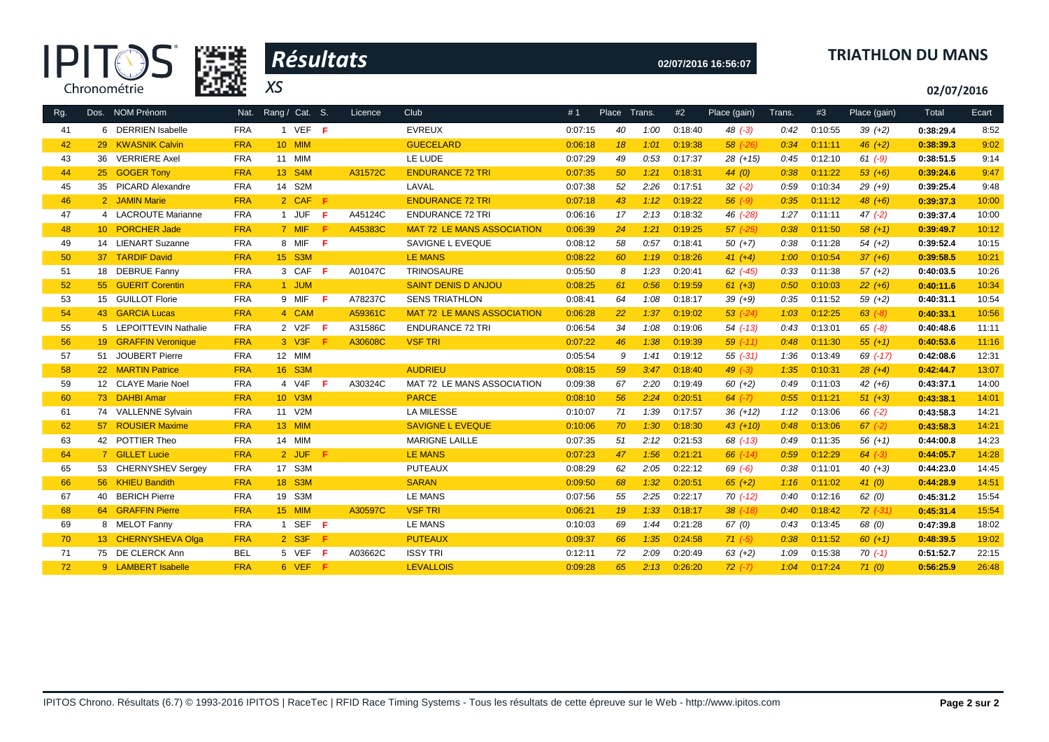# Résultats

XS

02/07/2016 16:56:07

**TRIATHLON DU MANS**

02/07/2016

| Rg. | Dos. | NOM Prénom | Nat. | Rang / Cat. | S. | Licence | Club | #1 | Place | Trans. | #2 | Place (gain) | Trans. | #3 | Place (gain) | Total | Ecart |
|---|---|---|---|---|---|---|---|---|---|---|---|---|---|---|---|---|---|
| 41 | 6 | DERRIEN Isabelle | FRA | 1 VEF | F | | EVREUX | 0:07:15 | 40 | 1:00 | 0:18:40 | 48 (-3) | 0:42 | 0:10:55 | 39 (+2) | 0:38:29.4 | 8:52 |
| 42 | 29 | KWASNIK Calvin | FRA | 10 MIM | | | GUECELARD | 0:06:18 | 18 | 1:01 | 0:19:38 | 58 (-26) | 0:34 | 0:11:11 | 46 (+2) | 0:38:39.3 | 9:02 |
| 43 | 36 | VERRIERE Axel | FRA | 11 MIM | | | LE LUDE | 0:07:29 | 49 | 0:53 | 0:17:37 | 28 (+15) | 0:45 | 0:12:10 | 61 (-9) | 0:38:51.5 | 9:14 |
| 44 | 25 | GOGER Tony | FRA | 13 S4M | | A31572C | ENDURANCE 72 TRI | 0:07:35 | 50 | 1:21 | 0:18:31 | 44 (0) | 0:38 | 0:11:22 | 53 (+6) | 0:39:24.6 | 9:47 |
| 45 | 35 | PICARD Alexandre | FRA | 14 S2M | | | LAVAL | 0:07:38 | 52 | 2:26 | 0:17:51 | 32 (-2) | 0:59 | 0:10:34 | 29 (+9) | 0:39:25.4 | 9:48 |
| 46 | 2 | JAMIN Marie | FRA | 2 CAF | F | | ENDURANCE 72 TRI | 0:07:18 | 43 | 1:12 | 0:19:22 | 56 (-9) | 0:35 | 0:11:12 | 48 (+6) | 0:39:37.3 | 10:00 |
| 47 | 4 | LACROUTE Marianne | FRA | 1 JUF | F | A45124C | ENDURANCE 72 TRI | 0:06:16 | 17 | 2:13 | 0:18:32 | 46 (-28) | 1:27 | 0:11:11 | 47 (-2) | 0:39:37.4 | 10:00 |
| 48 | 10 | PORCHER Jade | FRA | 7 MIF | F | A45383C | MAT 72 LE MANS ASSOCIATION | 0:06:39 | 24 | 1:21 | 0:19:25 | 57 (-25) | 0:38 | 0:11:50 | 58 (+1) | 0:39:49.7 | 10:12 |
| 49 | 14 | LIENART Suzanne | FRA | 8 MIF | F | | SAVIGNE L EVEQUE | 0:08:12 | 58 | 0:57 | 0:18:41 | 50 (+7) | 0:38 | 0:11:28 | 54 (+2) | 0:39:52.4 | 10:15 |
| 50 | 37 | TARDIF David | FRA | 15 S3M | | | LE MANS | 0:08:22 | 60 | 1:19 | 0:18:26 | 41 (+4) | 1:00 | 0:10:54 | 37 (+6) | 0:39:58.5 | 10:21 |
| 51 | 18 | DEBRUE Fanny | FRA | 3 CAF | F | A01047C | TRINOSAURE | 0:05:50 | 8 | 1:23 | 0:20:41 | 62 (-45) | 0:33 | 0:11:38 | 57 (+2) | 0:40:03.5 | 10:26 |
| 52 | 55 | GUERIT Corentin | FRA | 1 JUM | | | SAINT DENIS D ANJOU | 0:08:25 | 61 | 0:56 | 0:19:59 | 61 (+3) | 0:50 | 0:10:03 | 22 (+6) | 0:40:11.6 | 10:34 |
| 53 | 15 | GUILLOT Florie | FRA | 9 MIF | F | A78237C | SENS TRIATHLON | 0:08:41 | 64 | 1:08 | 0:18:17 | 39 (+9) | 0:35 | 0:11:52 | 59 (+2) | 0:40:31.1 | 10:54 |
| 54 | 43 | GARCIA Lucas | FRA | 4 CAM | | A59361C | MAT 72 LE MANS ASSOCIATION | 0:06:28 | 22 | 1:37 | 0:19:02 | 53 (-24) | 1:03 | 0:12:25 | 63 (-8) | 0:40:33.1 | 10:56 |
| 55 | 5 | LEPOITTEVIN Nathalie | FRA | 2 V2F | F | A31586C | ENDURANCE 72 TRI | 0:06:54 | 34 | 1:08 | 0:19:06 | 54 (-13) | 0:43 | 0:13:01 | 65 (-8) | 0:40:48.6 | 11:11 |
| 56 | 19 | GRAFFIN Veronique | FRA | 3 V3F | F | A30608C | VSF TRI | 0:07:22 | 46 | 1:38 | 0:19:39 | 59 (-11) | 0:48 | 0:11:30 | 55 (+1) | 0:40:53.6 | 11:16 |
| 57 | 51 | JOUBERT Pierre | FRA | 12 MIM | | | | 0:05:54 | 9 | 1:41 | 0:19:12 | 55 (-31) | 1:36 | 0:13:49 | 69 (-17) | 0:42:08.6 | 12:31 |
| 58 | 22 | MARTIN Patrice | FRA | 16 S3M | | | AUDRIEU | 0:08:15 | 59 | 3:47 | 0:18:40 | 49 (-3) | 1:35 | 0:10:31 | 28 (+4) | 0:42:44.7 | 13:07 |
| 59 | 12 | CLAYE Marie Noel | FRA | 4 V4F | F | A30324C | MAT 72 LE MANS ASSOCIATION | 0:09:38 | 67 | 2:20 | 0:19:49 | 60 (+2) | 0:49 | 0:11:03 | 42 (+6) | 0:43:37.1 | 14:00 |
| 60 | 73 | DAHBI Amar | FRA | 10 V3M | | | PARCE | 0:08:10 | 56 | 2:24 | 0:20:51 | 64 (-7) | 0:55 | 0:11:21 | 51 (+3) | 0:43:38.1 | 14:01 |
| 61 | 74 | VALLENNE Sylvain | FRA | 11 V2M | | | LA MILESSE | 0:10:07 | 71 | 1:39 | 0:17:57 | 36 (+12) | 1:12 | 0:13:06 | 66 (-2) | 0:43:58.3 | 14:21 |
| 62 | 57 | ROUSIER Maxime | FRA | 13 MIM | | | SAVIGNE L EVEQUE | 0:10:06 | 70 | 1:30 | 0:18:30 | 43 (+10) | 0:48 | 0:13:06 | 67 (-2) | 0:43:58.3 | 14:21 |
| 63 | 42 | POTTIER Theo | FRA | 14 MIM | | | MARIGNE LAILLE | 0:07:35 | 51 | 2:12 | 0:21:53 | 68 (-13) | 0:49 | 0:11:35 | 56 (+1) | 0:44:00.8 | 14:23 |
| 64 | 7 | GILLET Lucie | FRA | 2 JUF | F | | LE MANS | 0:07:23 | 47 | 1:56 | 0:21:21 | 66 (-14) | 0:59 | 0:12:29 | 64 (-3) | 0:44:05.7 | 14:28 |
| 65 | 53 | CHERNYSHEV Sergey | FRA | 17 S3M | | | PUTEAUX | 0:08:29 | 62 | 2:05 | 0:22:12 | 69 (-6) | 0:38 | 0:11:01 | 40 (+3) | 0:44:23.0 | 14:45 |
| 66 | 56 | KHIEU Bandith | FRA | 18 S3M | | | SARAN | 0:09:50 | 68 | 1:32 | 0:20:51 | 65 (+2) | 1:16 | 0:11:02 | 41 (0) | 0:44:28.9 | 14:51 |
| 67 | 40 | BERICH Pierre | FRA | 19 S3M | | | LE MANS | 0:07:56 | 55 | 2:25 | 0:22:17 | 70 (-12) | 0:40 | 0:12:16 | 62 (0) | 0:45:31.2 | 15:54 |
| 68 | 64 | GRAFFIN Pierre | FRA | 15 MIM | | A30597C | VSF TRI | 0:06:21 | 19 | 1:33 | 0:18:17 | 38 (-18) | 0:40 | 0:18:42 | 72 (-31) | 0:45:31.4 | 15:54 |
| 69 | 8 | MELOT Fanny | FRA | 1 SEF | F | | LE MANS | 0:10:03 | 69 | 1:44 | 0:21:28 | 67 (0) | 0:43 | 0:13:45 | 68 (0) | 0:47:39.8 | 18:02 |
| 70 | 13 | CHERNYSHEVA Olga | FRA | 2 S3F | F | | PUTEAUX | 0:09:37 | 66 | 1:35 | 0:24:58 | 71 (-5) | 0:38 | 0:11:52 | 60 (+1) | 0:48:39.5 | 19:02 |
| 71 | 75 | DE CLERCK Ann | BEL | 5 VEF | F | A03662C | ISSY TRI | 0:12:11 | 72 | 2:09 | 0:20:49 | 63 (+2) | 1:09 | 0:15:38 | 70 (-1) | 0:51:52.7 | 22:15 |
| 72 | 9 | LAMBERT Isabelle | FRA | 6 VEF | F | | LEVALLOIS | 0:09:28 | 65 | 2:13 | 0:26:20 | 72 (-7) | 1:04 | 0:17:24 | 71 (0) | 0:56:25.9 | 26:48 |

IPITOS Chrono. Résultats (6.7) © 1993-2016 IPITOS | RaceTec | RFID Race Timing Systems - Tous les résultats de cette épreuve sur le Web - http://www.ipitos.com